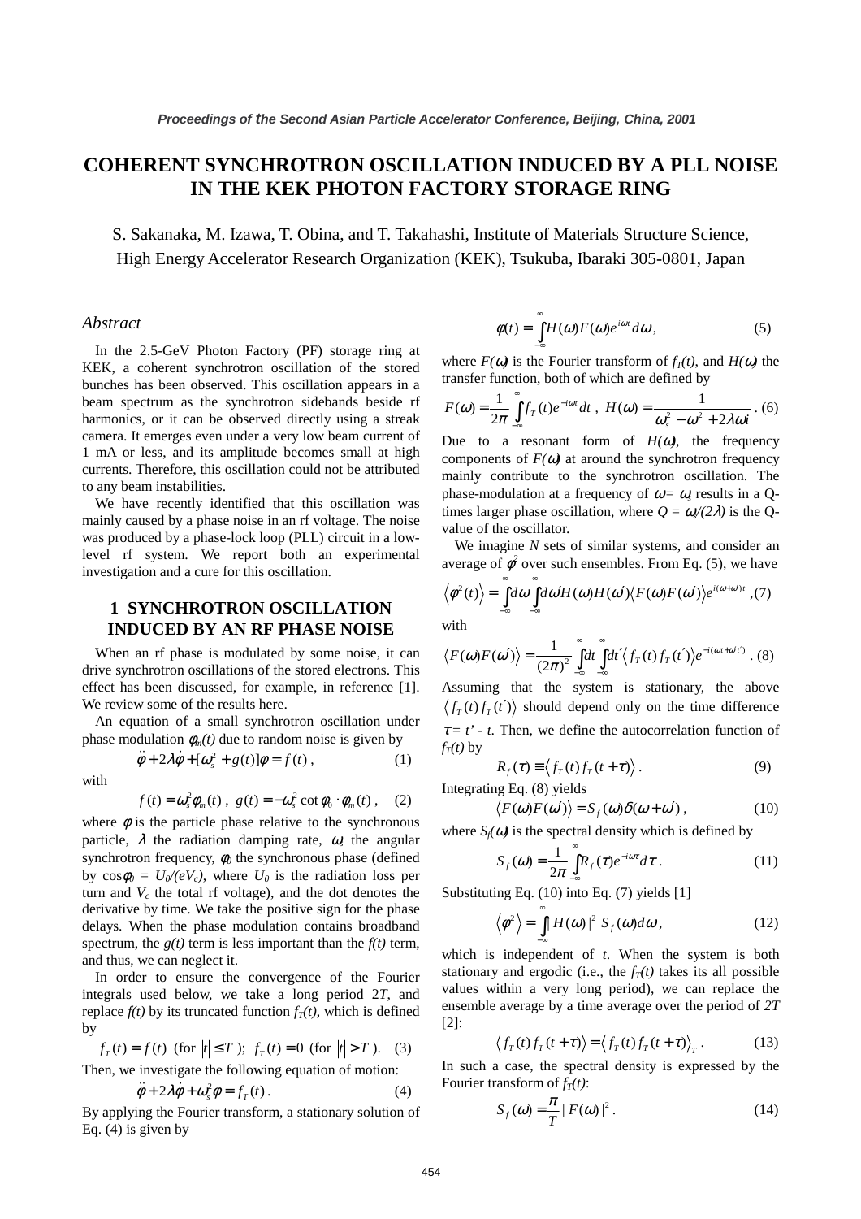# COHERENT SYNCHROTRON OSCILLATION INDUCED BY A PLL NOISE IN THE KEK PHOTON FACTORY STORAGE RING

S. Sakanaka, M. Izawa, T. Obina, and T. Takahashi, Institute of Materials Structure Science, High Energy Accelerator Research Organization (KEK), Tsukuba, Ibaraki 305-0801, Japan

### *Abstract*

In the 2.5-GeV Photon Factory (PF) storage ring at KEK, a coherent synchrotron oscillation of the stored bunches has been observed. This oscillation appears in a beam spectrum as the synchrotron sidebands beside rf harmonics, or it can be observed directly using a streak camera. It emerges even under a very low beam current of 1 mA or less, and its amplitude becomes small at high currents. Therefore, this oscillation could not be attributed to any beam instabilities.

We have recently identified that this oscillation was mainly caused by a phase noise in an rf voltage. The noise was produced by a phase-lock loop (PLL) circuit in a low-level rf system. We report both an experimental investigation and a cure for this oscillation.

## 1 SYNCHROTRON OSCILLATION INDUCED BY AN RF PHASE NOISE

When an rf phase is modulated by some noise, it can drive synchrotron oscillations of the stored electrons. This effect has been discussed, for example, in reference [1]. We review some of the results here.

An equation of a small synchrotron oscillation under phase modulation $\phi_m(t)$ due to random noise is given by

$$\ddot{\phi} + 2\lambda\dot{\phi} + [\omega_s^2 + g(t)]\phi = f(t)\,, \qquad (1)$$

with

$$f(t) = \omega_s^2\phi_m(t)\,,\ g(t) = -\omega_s^2 \cot\phi_0 \cdot \phi_m(t)\,, \qquad (2)$$

where $\phi$ is the particle phase relative to the synchronous particle, $\lambda$ the radiation damping rate, $\omega_s$ the angular synchrotron frequency, $\phi_0$ the synchronous phase (defined by $\cos\phi_0 = U_0/(eV_c)$, where $U_0$ is the radiation loss per turn and $V_c$ the total rf voltage), and the dot denotes the derivative by time. We take the positive sign for the phase delays. When the phase modulation contains broadband spectrum, the $g(t)$ term is less important than the $f(t)$ term, and thus, we can neglect it.

In order to ensure the convergence of the Fourier integrals used below, we take a long period $2T$, and replace $f(t)$ by its truncated function $f_T(t)$, which is defined by

$$f_T(t) = f(t)\ \ (\text{for } |t| \le T\ );\ \ f_T(t) = 0\ \ (\text{for } |t| > T\ ). \quad (3)$$

Then, we investigate the following equation of motion:

$$\ddot{\phi} + 2\lambda\dot{\phi} + \omega_s^2\phi = f_T(t)\,. \qquad (4)$$

By applying the Fourier transform, a stationary solution of Eq. (4) is given by

$$\phi(t) = \int_{-\infty}^{\infty} H(\omega)F(\omega)e^{i\omega t}d\omega\,, \qquad (5)$$

where $F(\omega)$ is the Fourier transform of $f_T(t)$, and $H(\omega)$ the transfer function, both of which are defined by

$$F(\omega) = \frac{1}{2\pi}\int_{-\infty}^{\infty} f_T(t)e^{-i\omega t}dt\,,\ \ H(\omega) = \frac{1}{\omega_s^2 - \omega^2 + 2\lambda\omega i}\,. \quad (6)$$

Due to a resonant form of $H(\omega)$, the frequency components of $F(\omega)$ at around the synchrotron frequency mainly contribute to the synchrotron oscillation. The phase-modulation at a frequency of $\omega = \omega_s$ results in a Q-times larger phase oscillation, where $Q = \omega_s/(2\lambda)$ is the Q-value of the oscillator.

We imagine $N$ sets of similar systems, and consider an average of $\phi^2$ over such ensembles. From Eq. (5), we have

$$\left\langle \phi^2(t) \right\rangle = \int_{-\infty}^{\infty} d\omega \int_{-\infty}^{\infty} d\omega' H(\omega)H(\omega')\left\langle F(\omega)F(\omega')\right\rangle e^{i(\omega+\omega')t}\,, \quad (7)$$

with

$$\left\langle F(\omega)F(\omega')\right\rangle = \frac{1}{(2\pi)^2}\int_{-\infty}^{\infty}dt\int_{-\infty}^{\infty}dt' \left\langle f_T(t)f_T(t')\right\rangle e^{-i(\omega t + \omega' t')}\,. \quad (8)$$

Assuming that the system is stationary, the above $\left\langle f_T(t)f_T(t')\right\rangle$ should depend only on the time difference $\tau = t' - t$. Then, we define the autocorrelation function of $f_T(t)$ by

$$R_f(\tau) \equiv \left\langle f_T(t)f_T(t+\tau)\right\rangle\,. \qquad (9)$$

Integrating Eq. (8) yields

$$\left\langle F(\omega)F(\omega')\right\rangle = S_f(\omega)\delta(\omega+\omega')\,, \qquad (10)$$

where $S_f(\omega)$ is the spectral density which is defined by

$$S_f(\omega) = \frac{1}{2\pi}\int_{-\infty}^{\infty} R_f(\tau)e^{-i\omega\tau}d\tau\,. \qquad (11)$$

Substituting Eq. (10) into Eq. (7) yields [1]

$$\left\langle \phi^2 \right\rangle = \int_{-\infty}^{\infty} |H(\omega)|^2\ S_f(\omega)d\omega\,, \qquad (12)$$

which is independent of $t$. When the system is both stationary and ergodic (i.e., the $f_T(t)$ takes its all possible values within a very long period), we can replace the ensemble average by a time average over the period of $2T$ [2]:

$$\left\langle f_T(t)f_T(t+\tau)\right\rangle = \left\langle f_T(t)f_T(t+\tau)\right\rangle_T\,. \qquad (13)$$

In such a case, the spectral density is expressed by the Fourier transform of $f_T(t)$:

$$S_f(\omega) = \frac{\pi}{T}|F(\omega)|^2\,. \qquad (14)$$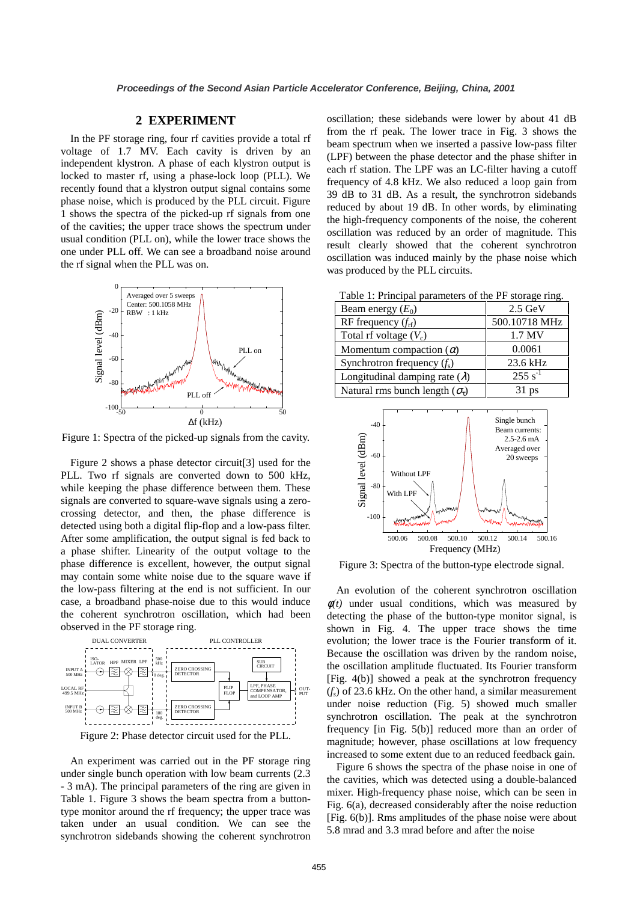## 2 EXPERIMENT

In the PF storage ring, four rf cavities provide a total rf voltage of 1.7 MV. Each cavity is driven by an independent klystron. A phase of each klystron output is locked to master rf, using a phase-lock loop (PLL). We recently found that a klystron output signal contains some phase noise, which is produced by the PLL circuit. Figure 1 shows the spectra of the picked-up rf signals from one of the cavities; the upper trace shows the spectrum under usual condition (PLL on), while the lower trace shows the one under PLL off. We can see a broadband noise around the rf signal when the PLL was on.

Figure 1: Spectra of the picked-up signals from the cavity.

Figure 2 shows a phase detector circuit[3] used for the PLL. Two rf signals are converted down to 500 kHz, while keeping the phase difference between them. These signals are converted to square-wave signals using a zero-crossing detector, and then, the phase difference is detected using both a digital flip-flop and a low-pass filter. After some amplification, the output signal is fed back to a phase shifter. Linearity of the output voltage to the phase difference is excellent, however, the output signal may contain some white noise due to the square wave if the low-pass filtering at the end is not sufficient. In our case, a broadband phase-noise due to this would induce the coherent synchrotron oscillation, which had been observed in the PF storage ring.

Figure 2: Phase detector circuit used for the PLL.

An experiment was carried out in the PF storage ring under single bunch operation with low beam currents (2.3 - 3 mA). The principal parameters of the ring are given in Table 1. Figure 3 shows the beam spectra from a button-type monitor around the rf frequency; the upper trace was taken under an usual condition. We can see the synchrotron sidebands showing the coherent synchrotron oscillation; these sidebands were lower by about 41 dB from the rf peak. The lower trace in Fig. 3 shows the beam spectrum when we inserted a passive low-pass filter (LPF) between the phase detector and the phase shifter in each rf station. The LPF was an LC-filter having a cutoff frequency of 4.8 kHz. We also reduced a loop gain from 39 dB to 31 dB. As a result, the synchrotron sidebands reduced by about 19 dB. In other words, by eliminating the high-frequency components of the noise, the coherent oscillation was reduced by an order of magnitude. This result clearly showed that the coherent synchrotron oscillation was induced mainly by the phase noise which was produced by the PLL circuits.

Table 1: Principal parameters of the PF storage ring.

| | |
|---|---|
| Beam energy ($E_0$) | 2.5 GeV |
| RF frequency ($f_{rf}$) | 500.10718 MHz |
| Total rf voltage ($V_c$) | 1.7 MV |
| Momentum compaction ($\alpha$) | 0.0061 |
| Synchrotron frequency ($f_s$) | 23.6 kHz |
| Longitudinal damping rate ($\lambda$) | 255 $s^{-1}$ |
| Natural rms bunch length ($\sigma_\tau$) | 31 ps |

Figure 3: Spectra of the button-type electrode signal.

An evolution of the coherent synchrotron oscillation $\phi(t)$ under usual conditions, which was measured by detecting the phase of the button-type monitor signal, is shown in Fig. 4. The upper trace shows the time evolution; the lower trace is the Fourier transform of it. Because the oscillation was driven by the random noise, the oscillation amplitude fluctuated. Its Fourier transform [Fig. 4(b)] showed a peak at the synchrotron frequency ($f_s$) of 23.6 kHz. On the other hand, a similar measurement under noise reduction (Fig. 5) showed much smaller synchrotron oscillation. The peak at the synchrotron frequency [in Fig. 5(b)] reduced more than an order of magnitude; however, phase oscillations at low frequency increased to some extent due to an reduced feedback gain.

Figure 6 shows the spectra of the phase noise in one of the cavities, which was detected using a double-balanced mixer. High-frequency phase noise, which can be seen in Fig. 6(a), decreased considerably after the noise reduction [Fig. 6(b)]. Rms amplitudes of the phase noise were about 5.8 mrad and 3.3 mrad before and after the noise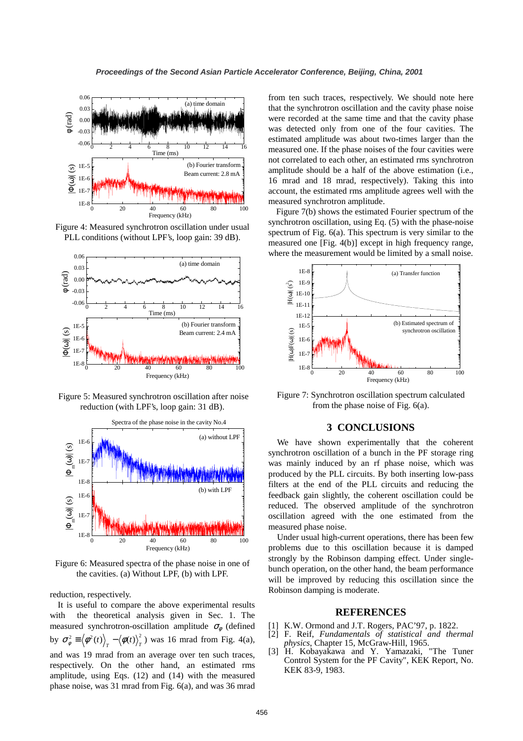0.06
(a) time domain
0.03
φ (rad)
0.00
-0.03
-0.06
0 2 4 6 8 10 12 14 16
Time (ms)
1E-5
(b) Fourier transform
Beam current: 2.8 mA
|Φ(ω)| (s)
1E-6
1E-7
1E-8
0 20 40 60 80 100
Frequency (kHz)

Figure 4: Measured synchrotron oscillation under usual PLL conditions (without LPF's, loop gain: 39 dB).

0.06
(a) time domain
0.03
φ (rad)
0.00
-0.03
-0.06
0 2 4 6 8 10 12 14 16
Time (ms)
1E-5
(b) Fourier transform
Beam current: 2.4 mA
|Φ(ω)| (s)
1E-6
1E-7
1E-8
0 20 40 60 80 100
Frequency (kHz)

Figure 5: Measured synchrotron oscillation after noise reduction (with LPF's, loop gain: 31 dB).

Spectra of the phase noise in the cavity No.4
1E-6
(a) without LPF
$|\Phi_m(\omega)|$ (s)
1E-7
1E-8
1E-6
(b) with LPF
$|\Phi_m(\omega)|$ (s)
1E-7
1E-8
0 20 40 60 80 100
Frequency (kHz)

Figure 6: Measured spectra of the phase noise in one of the cavities. (a) Without LPF, (b) with LPF.

reduction, respectively.

It is useful to compare the above experimental results with the theoretical analysis given in Sec. 1. The measured synchrotron-oscillation amplitude $\sigma_\varphi$ (defined by $\sigma_\varphi^2 \equiv \langle \varphi^2(t) \rangle_T - \langle \varphi(t) \rangle_T^2$) was 16 mrad from Fig. 4(a), and was 19 mrad from an average over ten such traces, respectively. On the other hand, an estimated rms amplitude, using Eqs. (12) and (14) with the measured phase noise, was 31 mrad from Fig. 6(a), and was 36 mrad from ten such traces, respectively. We should note here that the synchrotron oscillation and the cavity phase noise were recorded at the same time and that the cavity phase was detected only from one of the four cavities. The estimated amplitude was about two-times larger than the measured one. If the phase noises of the four cavities were not correlated to each other, an estimated rms synchrotron amplitude should be a half of the above estimation (i.e., 16 mrad and 18 mrad, respectively). Taking this into account, the estimated rms amplitude agrees well with the measured synchrotron amplitude.

Figure 7(b) shows the estimated Fourier spectrum of the synchrotron oscillation, using Eq. (5) with the phase-noise spectrum of Fig. 6(a). This spectrum is very similar to the measured one [Fig. 4(b)] except in high frequency range, where the measurement would be limited by a small noise.

1E-8
(a) Transfer function
1E-9
$|H(\omega)|$ ($s^2$)
1E-10
1E-11
1E-12
1E-5
(b) Estimated spectrum of synchrotron oscillation
$|H(\omega)F(\omega)|$ (s)
1E-6
1E-7
1E-8
0 20 40 60 80 100
Frequency (kHz)

Figure 7: Synchrotron oscillation spectrum calculated from the phase noise of Fig. 6(a).

## 3 CONCLUSIONS

We have shown experimentally that the coherent synchrotron oscillation of a bunch in the PF storage ring was mainly induced by an rf phase noise, which was produced by the PLL circuits. By both inserting low-pass filters at the end of the PLL circuits and reducing the feedback gain slightly, the coherent oscillation could be reduced. The observed amplitude of the synchrotron oscillation agreed with the one estimated from the measured phase noise.

Under usual high-current operations, there has been few problems due to this oscillation because it is damped strongly by the Robinson damping effect. Under single-bunch operation, on the other hand, the beam performance will be improved by reducing this oscillation since the Robinson damping is moderate.

## REFERENCES

[1] K.W. Ormond and J.T. Rogers, PAC'97, p. 1822.

[2] F. Reif, *Fundamentals of statistical and thermal physics*, Chapter 15, McGraw-Hill, 1965.

[3] H. Kobayakawa and Y. Yamazaki, "The Tuner Control System for the PF Cavity", KEK Report, No. KEK 83-9, 1983.